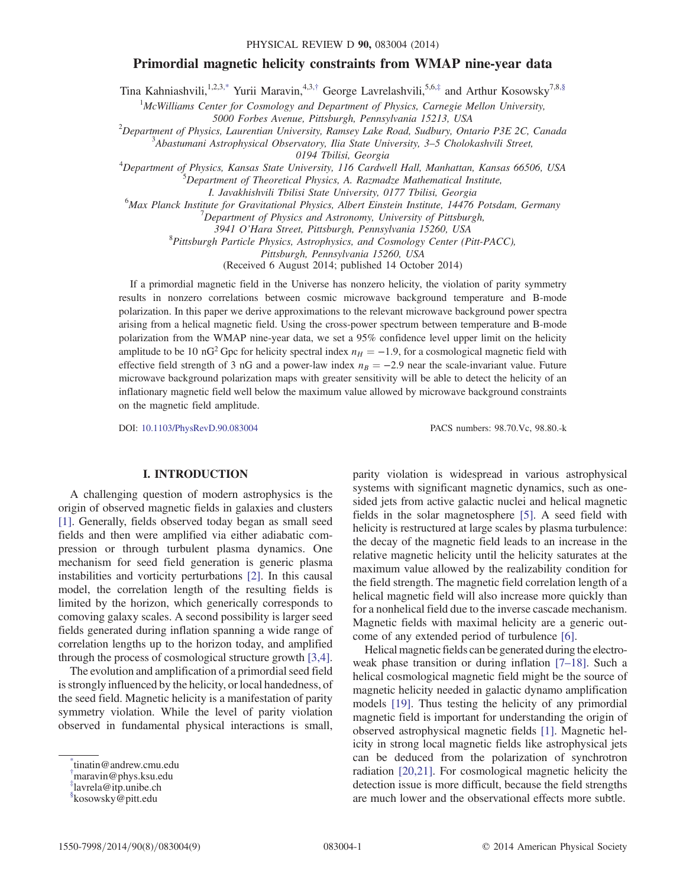# Primordial magnetic helicity constraints from WMAP nine-year data

Tina Kahniashvili,[1,2,3,*] Yurii Maravin,[4,3,†] George Lavrelashvili,[5,6,‡] and Arthur Kosowsky[7,8,§]

[1]McWilliams Center for Cosmology and Department of Physics, Carnegie Mellon University, 5000 Forbes Avenue, Pittsburgh, Pennsylvania 15213, USA

[2]Department of Physics, Laurentian University, Ramsey Lake Road, Sudbury, Ontario P3E 2C, Canada

[3]Abastumani Astrophysical Observatory, Ilia State University, 3–5 Cholokashvili Street, 0194 Tbilisi, Georgia

[4]Department of Physics, Kansas State University, 116 Cardwell Hall, Manhattan, Kansas 66506, USA

[5]Department of Theoretical Physics, A. Razmadze Mathematical Institute, I. Javakhishvili Tbilisi State University, 0177 Tbilisi, Georgia

[6]Max Planck Institute for Gravitational Physics, Albert Einstein Institute, 14476 Potsdam, Germany

[7]Department of Physics and Astronomy, University of Pittsburgh, 3941 O'Hara Street, Pittsburgh, Pennsylvania 15260, USA

[8]Pittsburgh Particle Physics, Astrophysics, and Cosmology Center (Pitt-PACC), Pittsburgh, Pennsylvania 15260, USA

(Received 6 August 2014; published 14 October 2014)

If a primordial magnetic field in the Universe has nonzero helicity, the violation of parity symmetry results in nonzero correlations between cosmic microwave background temperature and B-mode polarization. In this paper we derive approximations to the relevant microwave background power spectra arising from a helical magnetic field. Using the cross-power spectrum between temperature and B-mode polarization from the WMAP nine-year data, we set a 95% confidence level upper limit on the helicity amplitude to be 10 $\mathrm{nG}^2$ Gpc for helicity spectral index $n_H = -1.9$, for a cosmological magnetic field with effective field strength of 3 nG and a power-law index $n_B = -2.9$ near the scale-invariant value. Future microwave background polarization maps with greater sensitivity will be able to detect the helicity of an inflationary magnetic field well below the maximum value allowed by microwave background constraints on the magnetic field amplitude.

DOI: 10.1103/PhysRevD.90.083004 PACS numbers: 98.70.Vc, 98.80.-k

## I. INTRODUCTION

A challenging question of modern astrophysics is the origin of observed magnetic fields in galaxies and clusters [1]. Generally, fields observed today began as small seed fields and then were amplified via either adiabatic compression or through turbulent plasma dynamics. One mechanism for seed field generation is generic plasma instabilities and vorticity perturbations [2]. In this causal model, the correlation length of the resulting fields is limited by the horizon, which generically corresponds to comoving galaxy scales. A second possibility is larger seed fields generated during inflation spanning a wide range of correlation lengths up to the horizon today, and amplified through the process of cosmological structure growth [3,4].

The evolution and amplification of a primordial seed field is strongly influenced by the helicity, or local handedness, of the seed field. Magnetic helicity is a manifestation of parity symmetry violation. While the level of parity violation observed in fundamental physical interactions is small, parity violation is widespread in various astrophysical systems with significant magnetic dynamics, such as one-sided jets from active galactic nuclei and helical magnetic fields in the solar magnetosphere [5]. A seed field with helicity is restructured at large scales by plasma turbulence: the decay of the magnetic field leads to an increase in the relative magnetic helicity until the helicity saturates at the maximum value allowed by the realizability condition for the field strength. The magnetic field correlation length of a helical magnetic field will also increase more quickly than for a nonhelical field due to the inverse cascade mechanism. Magnetic fields with maximal helicity are a generic outcome of any extended period of turbulence [6].

Helical magnetic fields can be generated during the electroweak phase transition or during inflation [7–18]. Such a helical cosmological magnetic field might be the source of magnetic helicity needed in galactic dynamo amplification models [19]. Thus testing the helicity of any primordial magnetic field is important for understanding the origin of observed astrophysical magnetic fields [1]. Magnetic helicity in strong local magnetic fields like astrophysical jets can be deduced from the polarization of synchrotron radiation [20,21]. For cosmological magnetic helicity the detection issue is more difficult, because the field strengths are much lower and the observational effects more subtle.

*tinatin@andrew.cmu.edu

†maravin@phys.ksu.edu

‡lavrela@itp.unibe.ch

§kosowsky@pitt.edu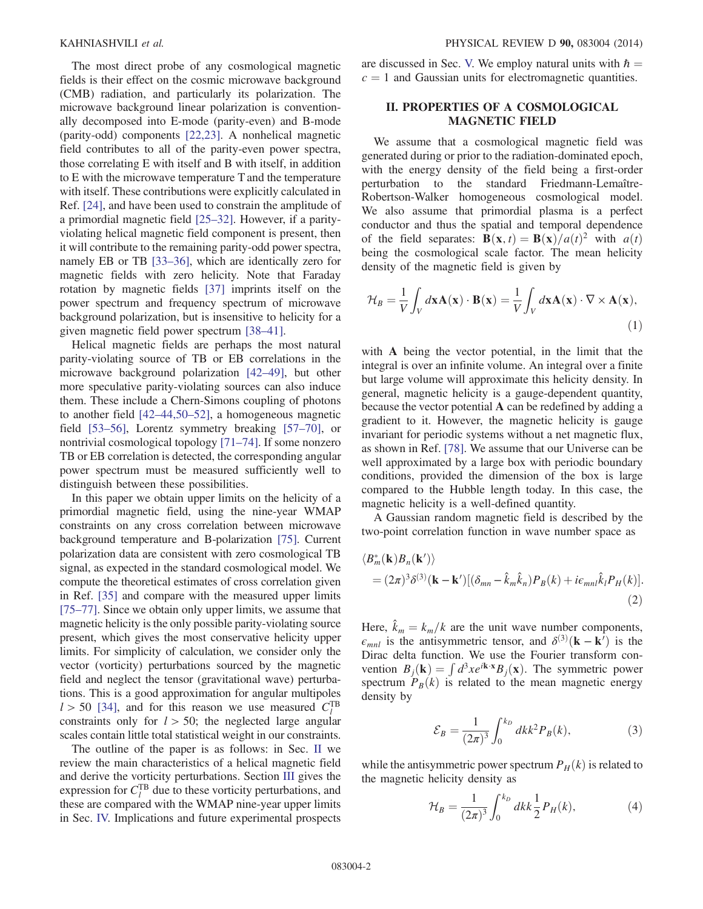The most direct probe of any cosmological magnetic fields is their effect on the cosmic microwave background (CMB) radiation, and particularly its polarization. The microwave background linear polarization is conventionally decomposed into E-mode (parity-even) and B-mode (parity-odd) components [22,23]. A nonhelical magnetic field contributes to all of the parity-even power spectra, those correlating E with itself and B with itself, in addition to E with the microwave temperature T and the temperature with itself. These contributions were explicitly calculated in Ref. [24], and have been used to constrain the amplitude of a primordial magnetic field [25–32]. However, if a parity-violating helical magnetic field component is present, then it will contribute to the remaining parity-odd power spectra, namely EB or TB [33–36], which are identically zero for magnetic fields with zero helicity. Note that Faraday rotation by magnetic fields [37] imprints itself on the power spectrum and frequency spectrum of microwave background polarization, but is insensitive to helicity for a given magnetic field power spectrum [38–41].

Helical magnetic fields are perhaps the most natural parity-violating source of TB or EB correlations in the microwave background polarization [42–49], but other more speculative parity-violating sources can also induce them. These include a Chern-Simons coupling of photons to another field [42–44,50–52], a homogeneous magnetic field [53–56], Lorentz symmetry breaking [57–70], or nontrivial cosmological topology [71–74]. If some nonzero TB or EB correlation is detected, the corresponding angular power spectrum must be measured sufficiently well to distinguish between these possibilities.

In this paper we obtain upper limits on the helicity of a primordial magnetic field, using the nine-year WMAP constraints on any cross correlation between microwave background temperature and B-polarization [75]. Current polarization data are consistent with zero cosmological TB signal, as expected in the standard cosmological model. We compute the theoretical estimates of cross correlation given in Ref. [35] and compare with the measured upper limits [75–77]. Since we obtain only upper limits, we assume that magnetic helicity is the only possible parity-violating source present, which gives the most conservative helicity upper limits. For simplicity of calculation, we consider only the vector (vorticity) perturbations sourced by the magnetic field and neglect the tensor (gravitational wave) perturbations. This is a good approximation for angular multipoles $l > 50$ [34], and for this reason we use measured $C_l^{\mathrm{TB}}$ constraints only for $l > 50$; the neglected large angular scales contain little total statistical weight in our constraints.

The outline of the paper is as follows: in Sec. II we review the main characteristics of a helical magnetic field and derive the vorticity perturbations. Section III gives the expression for $C_l^{\mathrm{TB}}$ due to these vorticity perturbations, and these are compared with the WMAP nine-year upper limits in Sec. IV. Implications and future experimental prospects are discussed in Sec. V. We employ natural units with $\hbar = c = 1$ and Gaussian units for electromagnetic quantities.

## II. PROPERTIES OF A COSMOLOGICAL MAGNETIC FIELD

We assume that a cosmological magnetic field was generated during or prior to the radiation-dominated epoch, with the energy density of the field being a first-order perturbation to the standard Friedmann-Lemaître-Robertson-Walker homogeneous cosmological model. We also assume that primordial plasma is a perfect conductor and thus the spatial and temporal dependence of the field separates: $\mathbf{B}(\mathbf{x}, t) = \mathbf{B}(\mathbf{x})/a(t)^2$ with $a(t)$ being the cosmological scale factor. The mean helicity density of the magnetic field is given by

$$\mathcal{H}_B = \frac{1}{V}\int_V d\mathbf{x}\mathbf{A}(\mathbf{x})\cdot\mathbf{B}(\mathbf{x}) = \frac{1}{V}\int_V d\mathbf{x}\mathbf{A}(\mathbf{x})\cdot\nabla\times\mathbf{A}(\mathbf{x}), \tag{1}$$

with $\mathbf{A}$ being the vector potential, in the limit that the integral is over an infinite volume. An integral over a finite but large volume will approximate this helicity density. In general, magnetic helicity is a gauge-dependent quantity, because the vector potential $\mathbf{A}$ can be redefined by adding a gradient to it. However, the magnetic helicity is gauge invariant for periodic systems without a net magnetic flux, as shown in Ref. [78]. We assume that our Universe can be well approximated by a large box with periodic boundary conditions, provided the dimension of the box is large compared to the Hubble length today. In this case, the magnetic helicity is a well-defined quantity.

A Gaussian random magnetic field is described by the two-point correlation function in wave number space as

$$\langle B_m^*(\mathbf{k})B_n(\mathbf{k}')\rangle = (2\pi)^3\delta^{(3)}(\mathbf{k}-\mathbf{k}')[(\delta_{mn}-\hat{k}_m\hat{k}_n)P_B(k) + i\epsilon_{mnl}\hat{k}_l P_H(k)]. \tag{2}$$

Here, $\hat{k}_m = k_m/k$ are the unit wave number components, $\epsilon_{mnl}$ is the antisymmetric tensor, and $\delta^{(3)}(\mathbf{k}-\mathbf{k}')$ is the Dirac delta function. We use the Fourier transform convention $B_j(\mathbf{k}) = \int d^3x e^{i\mathbf{k}\cdot\mathbf{x}}B_j(\mathbf{x})$. The symmetric power spectrum $P_B(k)$ is related to the mean magnetic energy density by

$$\mathcal{E}_B = \frac{1}{(2\pi)^3}\int_0^{k_D} dk k^2 P_B(k), \tag{3}$$

while the antisymmetric power spectrum $P_H(k)$ is related to the magnetic helicity density as

$$\mathcal{H}_B = \frac{1}{(2\pi)^3}\int_0^{k_D} dk k \frac{1}{2}P_H(k), \tag{4}$$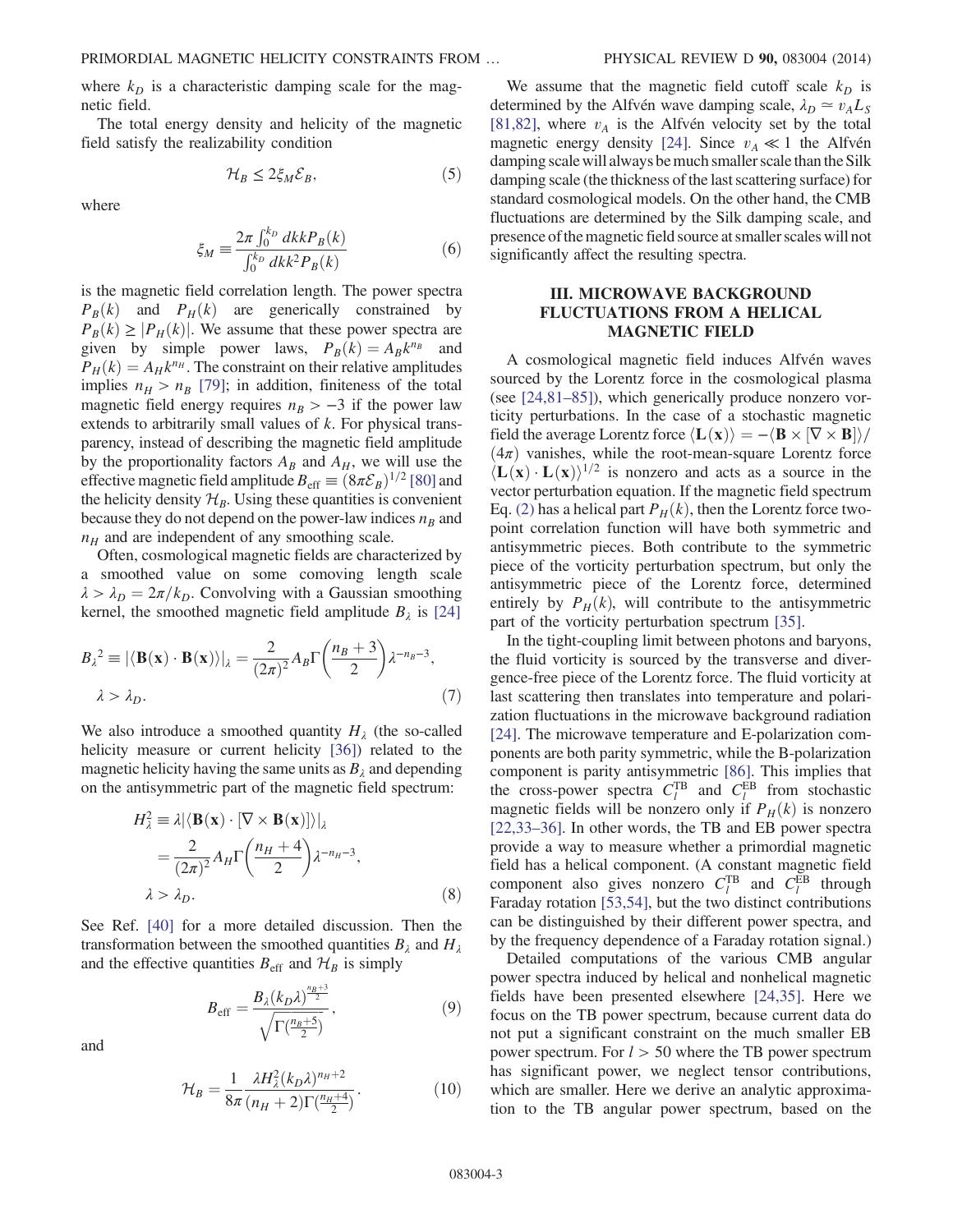where $k_D$ is a characteristic damping scale for the magnetic field.

The total energy density and helicity of the magnetic field satisfy the realizability condition

$$\mathcal{H}_B \leq 2\xi_M \mathcal{E}_B, \tag{5}$$

where

$$\xi_M \equiv \frac{2\pi \int_0^{k_D} dk k P_B(k)}{\int_0^{k_D} dk k^2 P_B(k)} \tag{6}$$

is the magnetic field correlation length. The power spectra $P_B(k)$ and $P_H(k)$ are generically constrained by $P_B(k) \geq |P_H(k)|$. We assume that these power spectra are given by simple power laws, $P_B(k) = A_B k^{n_B}$ and $P_H(k) = A_H k^{n_H}$. The constraint on their relative amplitudes implies $n_H > n_B$ [79]; in addition, finiteness of the total magnetic field energy requires $n_B > -3$ if the power law extends to arbitrarily small values of $k$. For physical transparency, instead of describing the magnetic field amplitude by the proportionality factors $A_B$ and $A_H$, we will use the effective magnetic field amplitude $B_{\rm eff} \equiv (8\pi\mathcal{E}_B)^{1/2}$ [80] and the helicity density $\mathcal{H}_B$. Using these quantities is convenient because they do not depend on the power-law indices $n_B$ and $n_H$ and are independent of any smoothing scale.

Often, cosmological magnetic fields are characterized by a smoothed value on some comoving length scale $\lambda > \lambda_D = 2\pi/k_D$. Convolving with a Gaussian smoothing kernel, the smoothed magnetic field amplitude $B_\lambda$ is [24]

$$B_\lambda{}^2 \equiv |\langle \mathbf{B}(\mathbf{x}) \cdot \mathbf{B}(\mathbf{x})\rangle|_\lambda = \frac{2}{(2\pi)^2} A_B \Gamma\left(\frac{n_B+3}{2}\right)\lambda^{-n_B-3},$$
$$\lambda > \lambda_D. \tag{7}$$

We also introduce a smoothed quantity $H_\lambda$ (the so-called helicity measure or current helicity [36]) related to the magnetic helicity having the same units as $B_\lambda$ and depending on the antisymmetric part of the magnetic field spectrum:

$$H_\lambda^2 \equiv \lambda |\langle \mathbf{B}(\mathbf{x}) \cdot [\nabla \times \mathbf{B}(\mathbf{x})]\rangle|_\lambda$$
$$= \frac{2}{(2\pi)^2} A_H \Gamma\left(\frac{n_H+4}{2}\right)\lambda^{-n_H-3},$$
$$\lambda > \lambda_D. \tag{8}$$

See Ref. [40] for a more detailed discussion. Then the transformation between the smoothed quantities $B_\lambda$ and $H_\lambda$ and the effective quantities $B_{\rm eff}$ and $\mathcal{H}_B$ is simply

$$B_{\rm eff} = \frac{B_\lambda (k_D\lambda)^{\frac{n_B+3}{2}}}{\sqrt{\Gamma(\frac{n_B+5}{2})}}, \tag{9}$$

and

$$\mathcal{H}_B = \frac{1}{8\pi}\frac{\lambda H_\lambda^2 (k_D\lambda)^{n_H+2}}{(n_H+2)\Gamma(\frac{n_H+4}{2})}. \tag{10}$$

We assume that the magnetic field cutoff scale $k_D$ is determined by the Alfvén wave damping scale, $\lambda_D \simeq v_A L_S$ [81,82], where $v_A$ is the Alfvén velocity set by the total magnetic energy density [24]. Since $v_A \ll 1$ the Alfvén damping scale will always be much smaller scale than the Silk damping scale (the thickness of the last scattering surface) for standard cosmological models. On the other hand, the CMB fluctuations are determined by the Silk damping scale, and presence of the magnetic field source at smaller scales will not significantly affect the resulting spectra.

## III. MICROWAVE BACKGROUND FLUCTUATIONS FROM A HELICAL MAGNETIC FIELD

A cosmological magnetic field induces Alfvén waves sourced by the Lorentz force in the cosmological plasma (see [24,81–85]), which generically produce nonzero vorticity perturbations. In the case of a stochastic magnetic field the average Lorentz force $\langle \mathbf{L}(\mathbf{x})\rangle = -\langle \mathbf{B} \times [\nabla \times \mathbf{B}]\rangle/(4\pi)$ vanishes, while the root-mean-square Lorentz force $\langle \mathbf{L}(\mathbf{x}) \cdot \mathbf{L}(\mathbf{x})\rangle^{1/2}$ is nonzero and acts as a source in the vector perturbation equation. If the magnetic field spectrum Eq. (2) has a helical part $P_H(k)$, then the Lorentz force two-point correlation function will have both symmetric and antisymmetric pieces. Both contribute to the symmetric piece of the vorticity perturbation spectrum, but only the antisymmetric piece of the Lorentz force, determined entirely by $P_H(k)$, will contribute to the antisymmetric part of the vorticity perturbation spectrum [35].

In the tight-coupling limit between photons and baryons, the fluid vorticity is sourced by the transverse and divergence-free piece of the Lorentz force. The fluid vorticity at last scattering then translates into temperature and polarization fluctuations in the microwave background radiation [24]. The microwave temperature and E-polarization components are both parity symmetric, while the B-polarization component is parity antisymmetric [86]. This implies that the cross-power spectra $C_l^{\rm TB}$ and $C_l^{\rm EB}$ from stochastic magnetic fields will be nonzero only if $P_H(k)$ is nonzero [22,33–36]. In other words, the TB and EB power spectra provide a way to measure whether a primordial magnetic field has a helical component. (A constant magnetic field component also gives nonzero $C_l^{\rm TB}$ and $C_l^{\rm EB}$ through Faraday rotation [53,54], but the two distinct contributions can be distinguished by their different power spectra, and by the frequency dependence of a Faraday rotation signal.)

Detailed computations of the various CMB angular power spectra induced by helical and nonhelical magnetic fields have been presented elsewhere [24,35]. Here we focus on the TB power spectrum, because current data do not put a significant constraint on the much smaller EB power spectrum. For $l > 50$ where the TB power spectrum has significant power, we neglect tensor contributions, which are smaller. Here we derive an analytic approximation to the TB angular power spectrum, based on the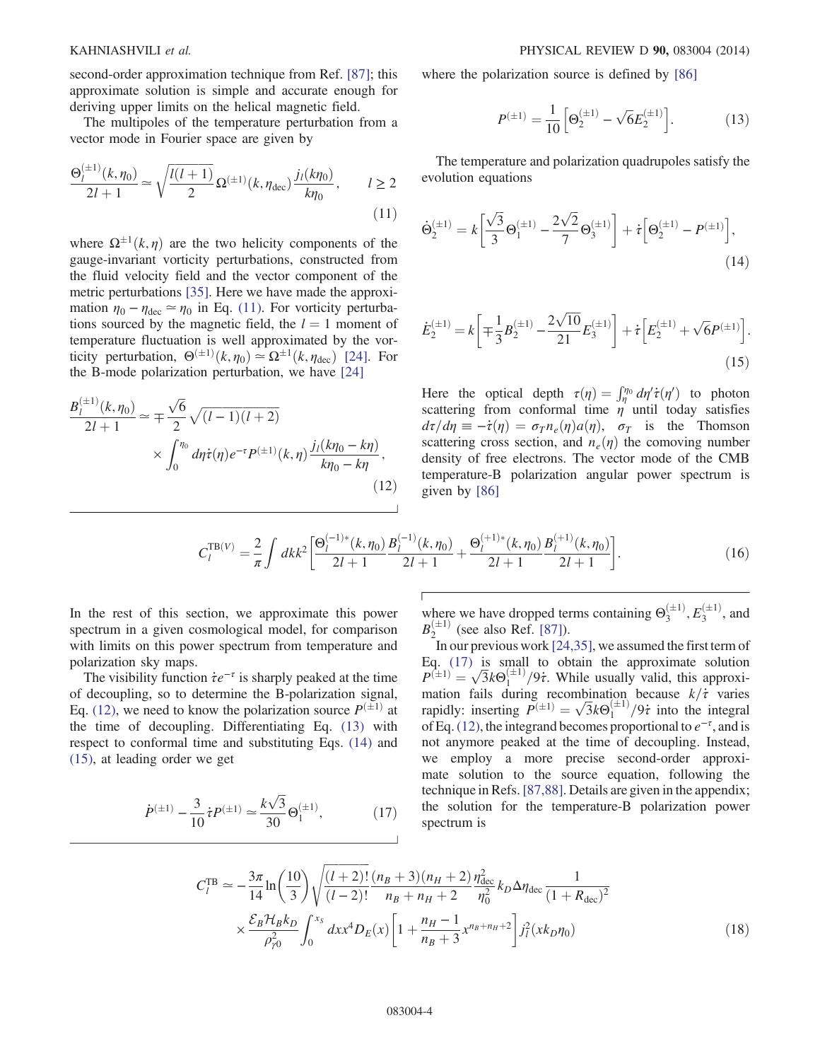second-order approximation technique from Ref. [87]; this approximate solution is simple and accurate enough for deriving upper limits on the helical magnetic field.

The multipoles of the temperature perturbation from a vector mode in Fourier space are given by

$$\frac{\Theta_l^{(\pm 1)}(k,\eta_0)}{2l+1} \simeq \sqrt{\frac{l(l+1)}{2}}\,\Omega^{(\pm 1)}(k,\eta_{\rm dec})\frac{j_l(k\eta_0)}{k\eta_0}, \qquad l \geq 2 \tag{11}$$

where $\Omega^{\pm 1}(k,\eta)$ are the two helicity components of the gauge-invariant vorticity perturbations, constructed from the fluid velocity field and the vector component of the metric perturbations [35]. Here we have made the approximation $\eta_0 - \eta_{\rm dec} \simeq \eta_0$ in Eq. (11). For vorticity perturbations sourced by the magnetic field, the $l=1$ moment of temperature fluctuation is well approximated by the vorticity perturbation, $\Theta^{(\pm 1)}(k,\eta_0) \simeq \Omega^{\pm 1}(k,\eta_{\rm dec})$ [24]. For the B-mode polarization perturbation, we have [24]

$$\frac{B_l^{(\pm 1)}(k,\eta_0)}{2l+1} \simeq \mp\frac{\sqrt{6}}{2}\sqrt{(l-1)(l+2)} \times \int_0^{\eta_0} d\eta\,\dot{\tau}(\eta)e^{-\tau}P^{(\pm 1)}(k,\eta)\frac{j_l(k\eta_0 - k\eta)}{k\eta_0 - k\eta}, \tag{12}$$

where the polarization source is defined by [86]

$$P^{(\pm 1)} = \frac{1}{10}\left[\Theta_2^{(\pm 1)} - \sqrt{6}E_2^{(\pm 1)}\right]. \tag{13}$$

The temperature and polarization quadrupoles satisfy the evolution equations

$$\dot{\Theta}_2^{(\pm 1)} = k\left[\frac{\sqrt{3}}{3}\Theta_1^{(\pm 1)} - \frac{2\sqrt{2}}{7}\Theta_3^{(\pm 1)}\right] + \dot{\tau}\left[\Theta_2^{(\pm 1)} - P^{(\pm 1)}\right], \tag{14}$$

$$\dot{E}_2^{(\pm 1)} = k\left[\mp\frac{1}{3}B_2^{(\pm 1)} - \frac{2\sqrt{10}}{21}E_3^{(\pm 1)}\right] + \dot{\tau}\left[E_2^{(\pm 1)} + \sqrt{6}P^{(\pm 1)}\right]. \tag{15}$$

Here the optical depth $\tau(\eta) = \int_\eta^{\eta_0} d\eta'\dot{\tau}(\eta')$ to photon scattering from conformal time $\eta$ until today satisfies $d\tau/d\eta \equiv -\dot{\tau}(\eta) = \sigma_T n_e(\eta)a(\eta)$, $\sigma_T$ is the Thomson scattering cross section, and $n_e(\eta)$ the comoving number density of free electrons. The vector mode of the CMB temperature-B polarization angular power spectrum is given by [86]

$$C_l^{{\rm TB}(V)} = \frac{2}{\pi}\int dk k^2\left[\frac{\Theta_l^{(-1)*}(k,\eta_0)}{2l+1}\frac{B_l^{(-1)}(k,\eta_0)}{2l+1} + \frac{\Theta_l^{(+1)*}(k,\eta_0)}{2l+1}\frac{B_l^{(+1)}(k,\eta_0)}{2l+1}\right]. \tag{16}$$

In the rest of this section, we approximate this power spectrum in a given cosmological model, for comparison with limits on this power spectrum from temperature and polarization sky maps.

The visibility function $\dot{\tau}e^{-\tau}$ is sharply peaked at the time of decoupling, so to determine the B-polarization signal, Eq. (12), we need to know the polarization source $P^{(\pm 1)}$ at the time of decoupling. Differentiating Eq. (13) with respect to conformal time and substituting Eqs. (14) and (15), at leading order we get

$$\dot{P}^{(\pm 1)} - \frac{3}{10}\dot{\tau}P^{(\pm 1)} \simeq \frac{k\sqrt{3}}{30}\Theta_1^{(\pm 1)}, \tag{17}$$

where we have dropped terms containing $\Theta_3^{(\pm 1)}$, $E_3^{(\pm 1)}$, and $B_2^{(\pm 1)}$ (see also Ref. [87]).

In our previous work [24,35], we assumed the first term of Eq. (17) is small to obtain the approximate solution $P^{(\pm 1)} = \sqrt{3}k\Theta_1^{(\pm 1)}/9\dot{\tau}$. While usually valid, this approximation fails during recombination because $k/\dot{\tau}$ varies rapidly: inserting $P^{(\pm 1)} = \sqrt{3}k\Theta_1^{(\pm 1)}/9\dot{\tau}$ into the integral of Eq. (12), the integrand becomes proportional to $e^{-\tau}$, and is not anymore peaked at the time of decoupling. Instead, we employ a more precise second-order approximate solution to the source equation, following the technique in Refs. [87,88]. Details are given in the appendix; the solution for the temperature-B polarization power spectrum is

$$C_l^{\rm TB} \simeq -\frac{3\pi}{14}\ln\left(\frac{10}{3}\right)\sqrt{\frac{(l+2)!}{(l-2)!}}\frac{(n_B+3)(n_H+2)}{n_B+n_H+2}\frac{\eta_{\rm dec}^2}{\eta_0^2}k_D\Delta\eta_{\rm dec}\frac{1}{(1+R_{\rm dec})^2} \times \frac{\mathcal{E}_B\mathcal{H}_B k_D}{\rho_{\gamma 0}^2}\int_0^{x_S} dx x^4 D_E(x)\left[1 + \frac{n_H - 1}{n_B+3}x^{n_B+n_H+2}\right]j_l^2(xk_D\eta_0) \tag{18}$$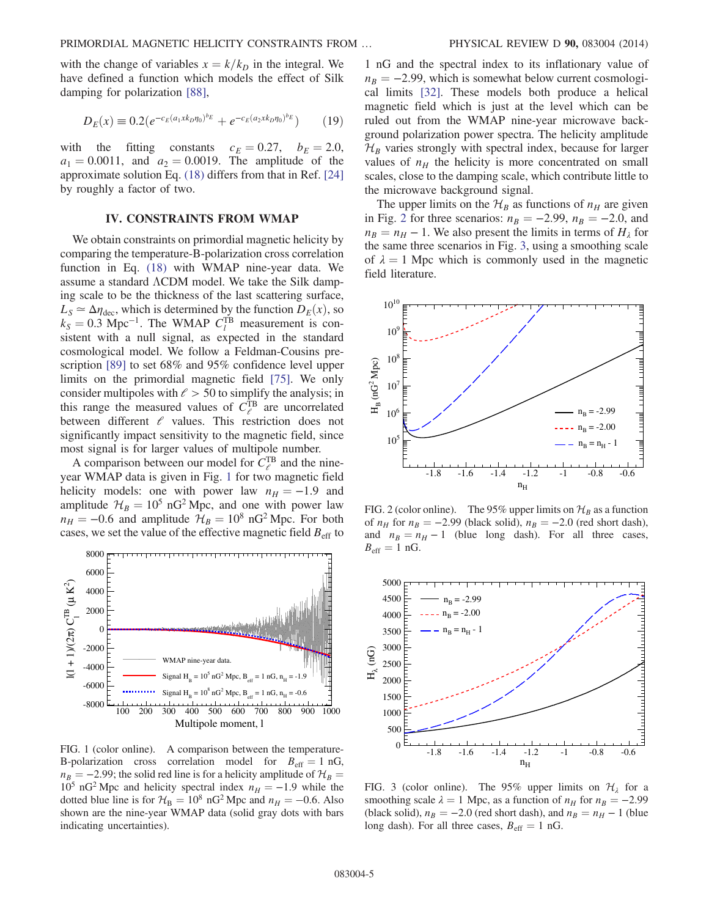with the change of variables $x = k/k_D$ in the integral. We have defined a function which models the effect of Silk damping for polarization [88],

$$D_E(x) \equiv 0.2(e^{-c_E(a_1 x k_D \eta_0)^{b_E}} + e^{-c_E(a_2 x k_D \eta_0)^{b_E}}) \qquad (19)$$

with the fitting constants $c_E = 0.27$, $b_E = 2.0$, $a_1 = 0.0011$, and $a_2 = 0.0019$. The amplitude of the approximate solution Eq. (18) differs from that in Ref. [24] by roughly a factor of two.

## IV. CONSTRAINTS FROM WMAP

We obtain constraints on primordial magnetic helicity by comparing the temperature-B-polarization cross correlation function in Eq. (18) with WMAP nine-year data. We assume a standard ΛCDM model. We take the Silk damping scale to be the thickness of the last scattering surface, $L_S \simeq \Delta\eta_{\rm dec}$, which is determined by the function $D_E(x)$, so $k_S = 0.3\ {\rm Mpc}^{-1}$. The WMAP $C_l^{\rm TB}$ measurement is consistent with a null signal, as expected in the standard cosmological model. We follow a Feldman-Cousins prescription [89] to set 68% and 95% confidence level upper limits on the primordial magnetic field [75]. We only consider multipoles with $\ell > 50$ to simplify the analysis; in this range the measured values of $C_\ell^{\rm TB}$ are uncorrelated between different $\ell$ values. This restriction does not significantly impact sensitivity to the magnetic field, since most signal is for larger values of multipole number.

A comparison between our model for $C_\ell^{\rm TB}$ and the nine-year WMAP data is given in Fig. 1 for two magnetic field helicity models: one with power law $n_H = -1.9$ and amplitude $\mathcal{H}_B = 10^5\ {\rm nG}^2\,{\rm Mpc}$, and one with power law $n_H = -0.6$ and amplitude $\mathcal{H}_B = 10^8\ {\rm nG}^2\,{\rm Mpc}$. For both cases, we set the value of the effective magnetic field $B_{\rm eff}$ to 1 nG and the spectral index to its inflationary value of $n_B = -2.99$, which is somewhat below current cosmological limits [32]. These models both produce a helical magnetic field which is just at the level which can be ruled out from the WMAP nine-year microwave background polarization power spectra. The helicity amplitude $\mathcal{H}_B$ varies strongly with spectral index, because for larger values of $n_H$ the helicity is more concentrated on small scales, close to the damping scale, which contribute little to the microwave background signal.

FIG. 1 (color online). A comparison between the temperature-B-polarization cross correlation model for $B_{\rm eff} = 1$ nG, $n_B = -2.99$; the solid red line is for a helicity amplitude of $\mathcal{H}_B = 10^5\ {\rm nG}^2\,{\rm Mpc}$ and helicity spectral index $n_H = -1.9$ while the dotted blue line is for $\mathcal{H}_B = 10^8\ {\rm nG}^2\,{\rm Mpc}$ and $n_H = -0.6$. Also shown are the nine-year WMAP data (solid gray dots with bars indicating uncertainties).

The upper limits on the $\mathcal{H}_B$ as functions of $n_H$ are given in Fig. 2 for three scenarios: $n_B = -2.99$, $n_B = -2.0$, and $n_B = n_H - 1$. We also present the limits in terms of $H_\lambda$ for the same three scenarios in Fig. 3, using a smoothing scale of $\lambda = 1$ Mpc which is commonly used in the magnetic field literature.

FIG. 2 (color online). The 95% upper limits on $\mathcal{H}_B$ as a function of $n_H$ for $n_B = -2.99$ (black solid), $n_B = -2.0$ (red short dash), and $n_B = n_H - 1$ (blue long dash). For all three cases, $B_{\rm eff} = 1$ nG.

FIG. 3 (color online). The 95% upper limits on $\mathcal{H}_\lambda$ for a smoothing scale $\lambda = 1$ Mpc, as a function of $n_H$ for $n_B = -2.99$ (black solid), $n_B = -2.0$ (red short dash), and $n_B = n_H - 1$ (blue long dash). For all three cases, $B_{\rm eff} = 1$ nG.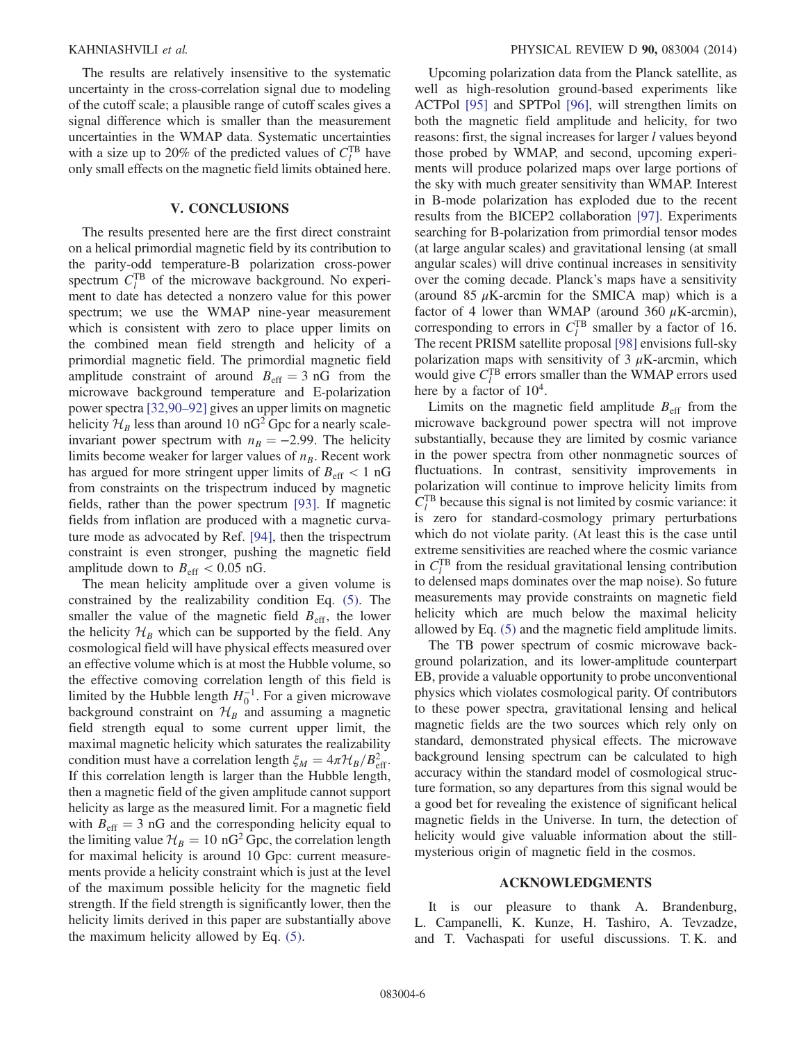The results are relatively insensitive to the systematic uncertainty in the cross-correlation signal due to modeling of the cutoff scale; a plausible range of cutoff scales gives a signal difference which is smaller than the measurement uncertainties in the WMAP data. Systematic uncertainties with a size up to 20% of the predicted values of $C_l^{\mathrm{TB}}$ have only small effects on the magnetic field limits obtained here.

## V. CONCLUSIONS

The results presented here are the first direct constraint on a helical primordial magnetic field by its contribution to the parity-odd temperature-B polarization cross-power spectrum $C_l^{\mathrm{TB}}$ of the microwave background. No experiment to date has detected a nonzero value for this power spectrum; we use the WMAP nine-year measurement which is consistent with zero to place upper limits on the combined mean field strength and helicity of a primordial magnetic field. The primordial magnetic field amplitude constraint of around $B_{\mathrm{eff}} = 3$ nG from the microwave background temperature and E-polarization power spectra [32,90–92] gives an upper limits on magnetic helicity $\mathcal{H}_B$ less than around 10 nG$^2$ Gpc for a nearly scale-invariant power spectrum with $n_B = -2.99$. The helicity limits become weaker for larger values of $n_B$. Recent work has argued for more stringent upper limits of $B_{\mathrm{eff}} < 1$ nG from constraints on the trispectrum induced by magnetic fields, rather than the power spectrum [93]. If magnetic fields from inflation are produced with a magnetic curvature mode as advocated by Ref. [94], then the trispectrum constraint is even stronger, pushing the magnetic field amplitude down to $B_{\mathrm{eff}} < 0.05$ nG.

The mean helicity amplitude over a given volume is constrained by the realizability condition Eq. (5). The smaller the value of the magnetic field $B_{\mathrm{eff}}$, the lower the helicity $\mathcal{H}_B$ which can be supported by the field. Any cosmological field will have physical effects measured over an effective volume which is at most the Hubble volume, so the effective comoving correlation length of this field is limited by the Hubble length $H_0^{-1}$. For a given microwave background constraint on $\mathcal{H}_B$ and assuming a magnetic field strength equal to some current upper limit, the maximal magnetic helicity which saturates the realizability condition must have a correlation length $\xi_M = 4\pi\mathcal{H}_B/B_{\mathrm{eff}}^2$. If this correlation length is larger than the Hubble length, then a magnetic field of the given amplitude cannot support helicity as large as the measured limit. For a magnetic field with $B_{\mathrm{eff}} = 3$ nG and the corresponding helicity equal to the limiting value $\mathcal{H}_B = 10$ nG$^2$ Gpc, the correlation length for maximal helicity is around 10 Gpc: current measurements provide a helicity constraint which is just at the level of the maximum possible helicity for the magnetic field strength. If the field strength is significantly lower, then the helicity limits derived in this paper are substantially above the maximum helicity allowed by Eq. (5).

Upcoming polarization data from the Planck satellite, as well as high-resolution ground-based experiments like ACTPol [95] and SPTPol [96], will strengthen limits on both the magnetic field amplitude and helicity, for two reasons: first, the signal increases for larger $l$ values beyond those probed by WMAP, and second, upcoming experiments will produce polarized maps over large portions of the sky with much greater sensitivity than WMAP. Interest in B-mode polarization has exploded due to the recent results from the BICEP2 collaboration [97]. Experiments searching for B-polarization from primordial tensor modes (at large angular scales) and gravitational lensing (at small angular scales) will drive continual increases in sensitivity over the coming decade. Planck's maps have a sensitivity (around 85 $\mu$K-arcmin for the SMICA map) which is a factor of 4 lower than WMAP (around 360 $\mu$K-arcmin), corresponding to errors in $C_l^{\mathrm{TB}}$ smaller by a factor of 16. The recent PRISM satellite proposal [98] envisions full-sky polarization maps with sensitivity of 3 $\mu$K-arcmin, which would give $C_l^{\mathrm{TB}}$ errors smaller than the WMAP errors used here by a factor of $10^4$.

Limits on the magnetic field amplitude $B_{\mathrm{eff}}$ from the microwave background power spectra will not improve substantially, because they are limited by cosmic variance in the power spectra from other nonmagnetic sources of fluctuations. In contrast, sensitivity improvements in polarization will continue to improve helicity limits from $C_l^{\mathrm{TB}}$ because this signal is not limited by cosmic variance: it is zero for standard-cosmology primary perturbations which do not violate parity. (At least this is the case until extreme sensitivities are reached where the cosmic variance in $C_l^{\mathrm{TB}}$ from the residual gravitational lensing contribution to delensed maps dominates over the map noise). So future measurements may provide constraints on magnetic field helicity which are much below the maximal helicity allowed by Eq. (5) and the magnetic field amplitude limits.

The TB power spectrum of cosmic microwave background polarization, and its lower-amplitude counterpart EB, provide a valuable opportunity to probe unconventional physics which violates cosmological parity. Of contributors to these power spectra, gravitational lensing and helical magnetic fields are the two sources which rely only on standard, demonstrated physical effects. The microwave background lensing spectrum can be calculated to high accuracy within the standard model of cosmological structure formation, so any departures from this signal would be a good bet for revealing the existence of significant helical magnetic fields in the Universe. In turn, the detection of helicity would give valuable information about the still-mysterious origin of magnetic field in the cosmos.

## ACKNOWLEDGMENTS

It is our pleasure to thank A. Brandenburg, L. Campanelli, K. Kunze, H. Tashiro, A. Tevzadze, and T. Vachaspati for useful discussions. T. K. and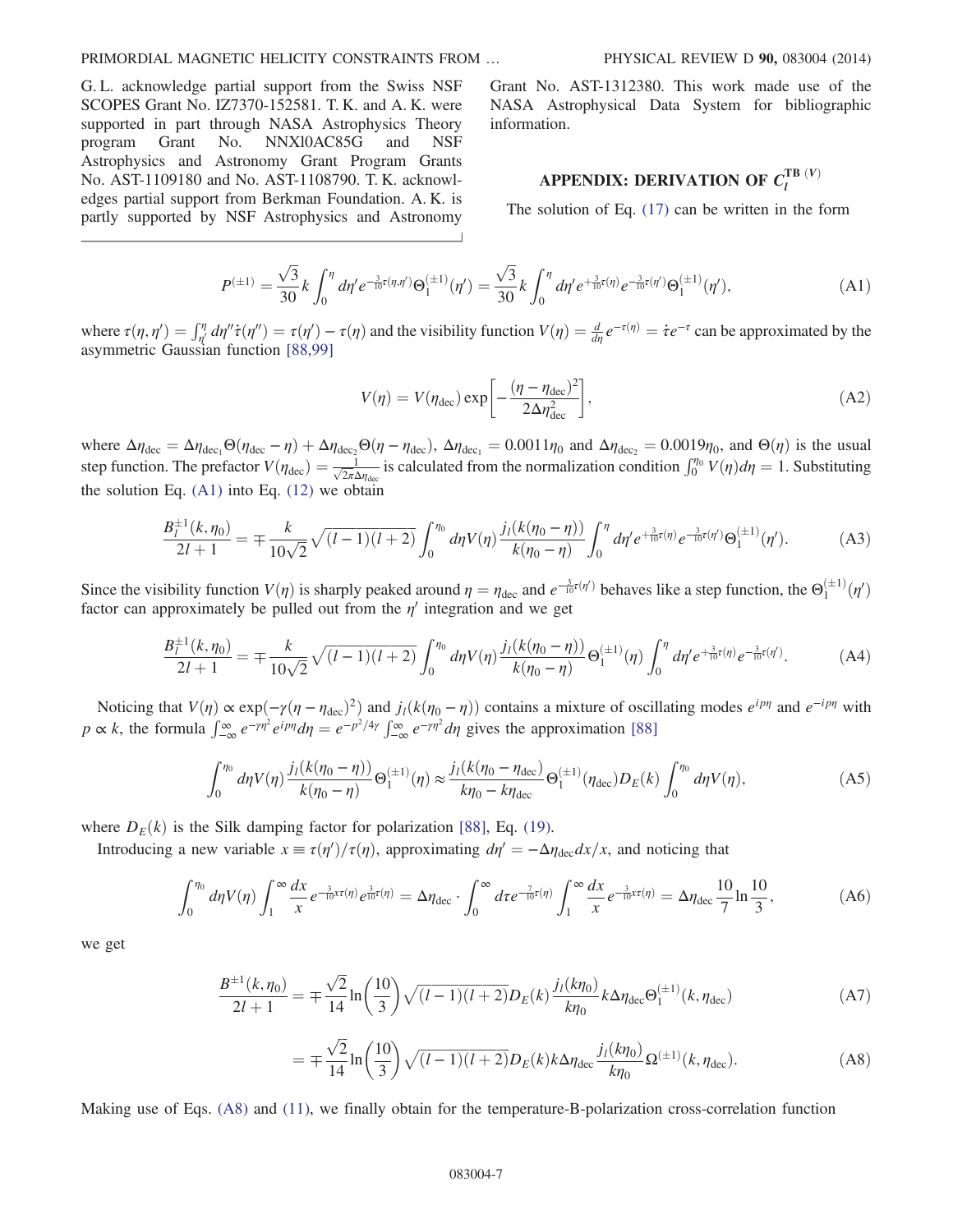G. L. acknowledge partial support from the Swiss NSF SCOPES Grant No. IZ7370-152581. T. K. and A. K. were supported in part through NASA Astrophysics Theory program Grant No. NNXl0AC85G and NSF Astrophysics and Astronomy Grant Program Grants No. AST-1109180 and No. AST-1108790. T. K. acknowledges partial support from Berkman Foundation. A. K. is partly supported by NSF Astrophysics and Astronomy Grant No. AST-1312380. This work made use of the NASA Astrophysical Data System for bibliographic information.

## APPENDIX: DERIVATION OF $C_l^{\mathrm{TB}\,(V)}$

The solution of Eq. (17) can be written in the form

$$P^{(\pm 1)} = \frac{\sqrt{3}}{30} k \int_0^{\eta} d\eta' e^{-\frac{3}{10}\tau(\eta,\eta')} \Theta_1^{(\pm 1)}(\eta') = \frac{\sqrt{3}}{30} k \int_0^{\eta} d\eta' e^{+\frac{3}{10}\tau(\eta)} e^{-\frac{3}{10}\tau(\eta')} \Theta_1^{(\pm 1)}(\eta'), \tag{A1}$$

where $\tau(\eta, \eta') = \int_{\eta'}^{\eta} d\eta'' \dot{\tau}(\eta'') = \tau(\eta') - \tau(\eta)$ and the visibility function $V(\eta) = \frac{d}{d\eta} e^{-\tau(\eta)} = \dot{\tau} e^{-\tau}$ can be approximated by the asymmetric Gaussian function [88,99]

$$V(\eta) = V(\eta_{\mathrm{dec}}) \exp\left[-\frac{(\eta - \eta_{\mathrm{dec}})^2}{2\Delta\eta_{\mathrm{dec}}^2}\right], \tag{A2}$$

where $\Delta\eta_{\mathrm{dec}} = \Delta\eta_{\mathrm{dec}_1}\Theta(\eta_{\mathrm{dec}} - \eta) + \Delta\eta_{\mathrm{dec}_2}\Theta(\eta - \eta_{\mathrm{dec}})$, $\Delta\eta_{\mathrm{dec}_1} = 0.0011\eta_0$ and $\Delta\eta_{\mathrm{dec}_2} = 0.0019\eta_0$, and $\Theta(\eta)$ is the usual step function. The prefactor $V(\eta_{\mathrm{dec}}) = \frac{1}{\sqrt{2\pi}\Delta\eta_{\mathrm{dec}}}$ is calculated from the normalization condition $\int_0^{\eta_0} V(\eta) d\eta = 1$. Substituting the solution Eq. (A1) into Eq. (12) we obtain

$$\frac{B_l^{\pm 1}(k, \eta_0)}{2l + 1} = \mp \frac{k}{10\sqrt{2}} \sqrt{(l-1)(l+2)} \int_0^{\eta_0} d\eta V(\eta) \frac{j_l(k(\eta_0 - \eta))}{k(\eta_0 - \eta)} \int_0^{\eta} d\eta' e^{+\frac{3}{10}\tau(\eta)} e^{-\frac{3}{10}\tau(\eta')} \Theta_1^{(\pm 1)}(\eta'). \tag{A3}$$

Since the visibility function $V(\eta)$ is sharply peaked around $\eta = \eta_{\mathrm{dec}}$ and $e^{-\frac{3}{10}\tau(\eta')}$ behaves like a step function, the $\Theta_1^{(\pm 1)}(\eta')$ factor can approximately be pulled out from the $\eta'$ integration and we get

$$\frac{B_l^{\pm 1}(k, \eta_0)}{2l + 1} = \mp \frac{k}{10\sqrt{2}} \sqrt{(l-1)(l+2)} \int_0^{\eta_0} d\eta V(\eta) \frac{j_l(k(\eta_0 - \eta))}{k(\eta_0 - \eta)} \Theta_1^{(\pm 1)}(\eta) \int_0^{\eta} d\eta' e^{+\frac{3}{10}\tau(\eta)} e^{-\frac{3}{10}\tau(\eta')}. \tag{A4}$$

Noticing that $V(\eta) \propto \exp(-\gamma(\eta - \eta_{\mathrm{dec}})^2)$ and $j_l(k(\eta_0 - \eta))$ contains a mixture of oscillating modes $e^{ip\eta}$ and $e^{-ip\eta}$ with $p \propto k$, the formula $\int_{-\infty}^{\infty} e^{-\gamma\eta^2} e^{ip\eta} d\eta = e^{-p^2/4\gamma} \int_{-\infty}^{\infty} e^{-\gamma\eta^2} d\eta$ gives the approximation [88]

$$\int_0^{\eta_0} d\eta V(\eta) \frac{j_l(k(\eta_0 - \eta))}{k(\eta_0 - \eta)} \Theta_1^{(\pm 1)}(\eta) \approx \frac{j_l(k(\eta_0 - \eta_{\mathrm{dec}})}{k\eta_0 - k\eta_{\mathrm{dec}}} \Theta_1^{(\pm 1)}(\eta_{\mathrm{dec}}) D_E(k) \int_0^{\eta_0} d\eta V(\eta), \tag{A5}$$

where $D_E(k)$ is the Silk damping factor for polarization [88], Eq. (19).

Introducing a new variable $x \equiv \tau(\eta')/\tau(\eta)$, approximating $d\eta' = -\Delta\eta_{\mathrm{dec}} dx/x$, and noticing that

$$\int_0^{\eta_0} d\eta V(\eta) \int_1^{\infty} \frac{dx}{x} e^{-\frac{3}{10}x\tau(\eta)} e^{\frac{3}{10}\tau(\eta)} = \Delta\eta_{\mathrm{dec}} \cdot \int_0^{\infty} d\tau e^{-\frac{7}{10}\tau(\eta)} \int_1^{\infty} \frac{dx}{x} e^{-\frac{3}{10}x\tau(\eta)} = \Delta\eta_{\mathrm{dec}} \frac{10}{7} \ln \frac{10}{3}, \tag{A6}$$

we get

$$\frac{B^{\pm 1}(k, \eta_0)}{2l + 1} = \mp \frac{\sqrt{2}}{14} \ln\left(\frac{10}{3}\right) \sqrt{(l-1)(l+2)} D_E(k) \frac{j_l(k\eta_0)}{k\eta_0} k\Delta\eta_{\mathrm{dec}} \Theta_1^{(\pm 1)}(k, \eta_{\mathrm{dec}}) \tag{A7}$$

$$= \mp \frac{\sqrt{2}}{14} \ln\left(\frac{10}{3}\right) \sqrt{(l-1)(l+2)} D_E(k) k\Delta\eta_{\mathrm{dec}} \frac{j_l(k\eta_0)}{k\eta_0} \Omega^{(\pm 1)}(k, \eta_{\mathrm{dec}}). \tag{A8}$$

Making use of Eqs. (A8) and (11), we finally obtain for the temperature-B-polarization cross-correlation function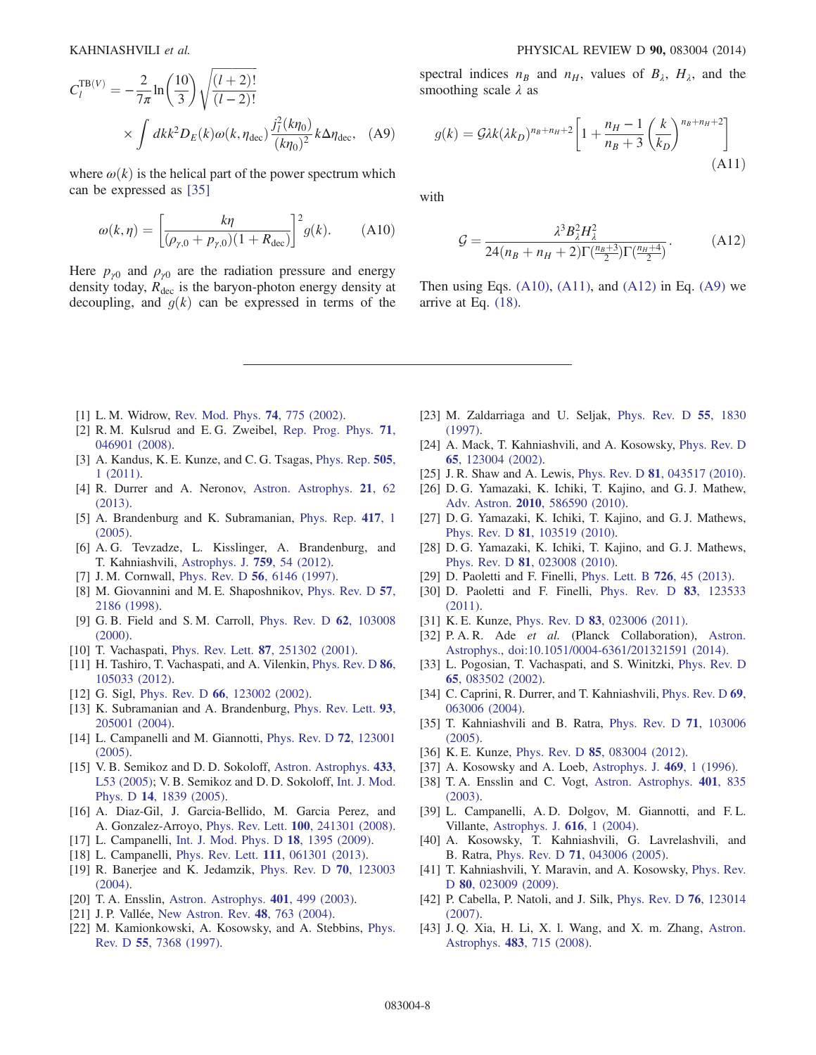$$C_l^{\mathrm{TB}(V)} = -\frac{2}{7\pi}\ln\left(\frac{10}{3}\right)\sqrt{\frac{(l+2)!}{(l-2)!}} \times \int dk k^2 D_E(k)\omega(k,\eta_{\mathrm{dec}})\frac{j_l^2(k\eta_0)}{(k\eta_0)^2}k\Delta\eta_{\mathrm{dec}}, \quad \text{(A9)}$$

where $\omega(k)$ is the helical part of the power spectrum which can be expressed as [35]

$$\omega(k,\eta) = \left[\frac{k\eta}{(\rho_{\gamma,0}+p_{\gamma,0})(1+R_{\mathrm{dec}})}\right]^2 g(k). \quad \text{(A10)}$$

Here $p_{\gamma 0}$ and $\rho_{\gamma 0}$ are the radiation pressure and energy density today, $R_{\mathrm{dec}}$ is the baryon-photon energy density at decoupling, and $g(k)$ can be expressed in terms of the spectral indices $n_B$ and $n_H$, values of $B_\lambda$, $H_\lambda$, and the smoothing scale $\lambda$ as

$$g(k) = \mathcal{G}\lambda k(\lambda k_D)^{n_B+n_H+2}\left[1+\frac{n_H-1}{n_B+3}\left(\frac{k}{k_D}\right)^{n_B+n_H+2}\right] \quad \text{(A11)}$$

with

$$\mathcal{G} = \frac{\lambda^3 B_\lambda^2 H_\lambda^2}{24(n_B+n_H+2)\Gamma(\frac{n_B+3}{2})\Gamma(\frac{n_H+4}{2})}. \quad \text{(A12)}$$

Then using Eqs. (A10), (A11), and (A12) in Eq. (A9) we arrive at Eq. (18).

---

[1] L. M. Widrow, Rev. Mod. Phys. **74**, 775 (2002).
[2] R. M. Kulsrud and E. G. Zweibel, Rep. Prog. Phys. **71**, 046901 (2008).
[3] A. Kandus, K. E. Kunze, and C. G. Tsagas, Phys. Rep. **505**, 1 (2011).
[4] R. Durrer and A. Neronov, Astron. Astrophys. **21**, 62 (2013).
[5] A. Brandenburg and K. Subramanian, Phys. Rep. **417**, 1 (2005).
[6] A. G. Tevzadze, L. Kisslinger, A. Brandenburg, and T. Kahniashvili, Astrophys. J. **759**, 54 (2012).
[7] J. M. Cornwall, Phys. Rev. D **56**, 6146 (1997).
[8] M. Giovannini and M. E. Shaposhnikov, Phys. Rev. D **57**, 2186 (1998).
[9] G. B. Field and S. M. Carroll, Phys. Rev. D **62**, 103008 (2000).
[10] T. Vachaspati, Phys. Rev. Lett. **87**, 251302 (2001).
[11] H. Tashiro, T. Vachaspati, and A. Vilenkin, Phys. Rev. D **86**, 105033 (2012).
[12] G. Sigl, Phys. Rev. D **66**, 123002 (2002).
[13] K. Subramanian and A. Brandenburg, Phys. Rev. Lett. **93**, 205001 (2004).
[14] L. Campanelli and M. Giannotti, Phys. Rev. D **72**, 123001 (2005).
[15] V. B. Semikoz and D. D. Sokoloff, Astron. Astrophys. **433**, L53 (2005); V. B. Semikoz and D. D. Sokoloff, Int. J. Mod. Phys. D **14**, 1839 (2005).
[16] A. Diaz-Gil, J. Garcia-Bellido, M. Garcia Perez, and A. Gonzalez-Arroyo, Phys. Rev. Lett. **100**, 241301 (2008).
[17] L. Campanelli, Int. J. Mod. Phys. D **18**, 1395 (2009).
[18] L. Campanelli, Phys. Rev. Lett. **111**, 061301 (2013).
[19] R. Banerjee and K. Jedamzik, Phys. Rev. D **70**, 123003 (2004).
[20] T. A. Ensslin, Astron. Astrophys. **401**, 499 (2003).
[21] J. P. Vallée, New Astron. Rev. **48**, 763 (2004).
[22] M. Kamionkowski, A. Kosowsky, and A. Stebbins, Phys. Rev. D **55**, 7368 (1997).
[23] M. Zaldarriaga and U. Seljak, Phys. Rev. D **55**, 1830 (1997).
[24] A. Mack, T. Kahniashvili, and A. Kosowsky, Phys. Rev. D **65**, 123004 (2002).
[25] J. R. Shaw and A. Lewis, Phys. Rev. D **81**, 043517 (2010).
[26] D. G. Yamazaki, K. Ichiki, T. Kajino, and G. J. Mathew, Adv. Astron. **2010**, 586590 (2010).
[27] D. G. Yamazaki, K. Ichiki, T. Kajino, and G. J. Mathews, Phys. Rev. D **81**, 103519 (2010).
[28] D. G. Yamazaki, K. Ichiki, T. Kajino, and G. J. Mathews, Phys. Rev. D **81**, 023008 (2010).
[29] D. Paoletti and F. Finelli, Phys. Lett. B **726**, 45 (2013).
[30] D. Paoletti and F. Finelli, Phys. Rev. D **83**, 123533 (2011).
[31] K. E. Kunze, Phys. Rev. D **83**, 023006 (2011).
[32] P. A. R. Ade *et al.* (Planck Collaboration), Astron. Astrophys., doi:10.1051/0004-6361/201321591 (2014).
[33] L. Pogosian, T. Vachaspati, and S. Winitzki, Phys. Rev. D **65**, 083502 (2002).
[34] C. Caprini, R. Durrer, and T. Kahniashvili, Phys. Rev. D **69**, 063006 (2004).
[35] T. Kahniashvili and B. Ratra, Phys. Rev. D **71**, 103006 (2005).
[36] K. E. Kunze, Phys. Rev. D **85**, 083004 (2012).
[37] A. Kosowsky and A. Loeb, Astrophys. J. **469**, 1 (1996).
[38] T. A. Ensslin and C. Vogt, Astron. Astrophys. **401**, 835 (2003).
[39] L. Campanelli, A. D. Dolgov, M. Giannotti, and F. L. Villante, Astrophys. J. **616**, 1 (2004).
[40] A. Kosowsky, T. Kahniashvili, G. Lavrelashvili, and B. Ratra, Phys. Rev. D **71**, 043006 (2005).
[41] T. Kahniashvili, Y. Maravin, and A. Kosowsky, Phys. Rev. D **80**, 023009 (2009).
[42] P. Cabella, P. Natoli, and J. Silk, Phys. Rev. D **76**, 123014 (2007).
[43] J. Q. Xia, H. Li, X. l. Wang, and X. m. Zhang, Astron. Astrophys. **483**, 715 (2008).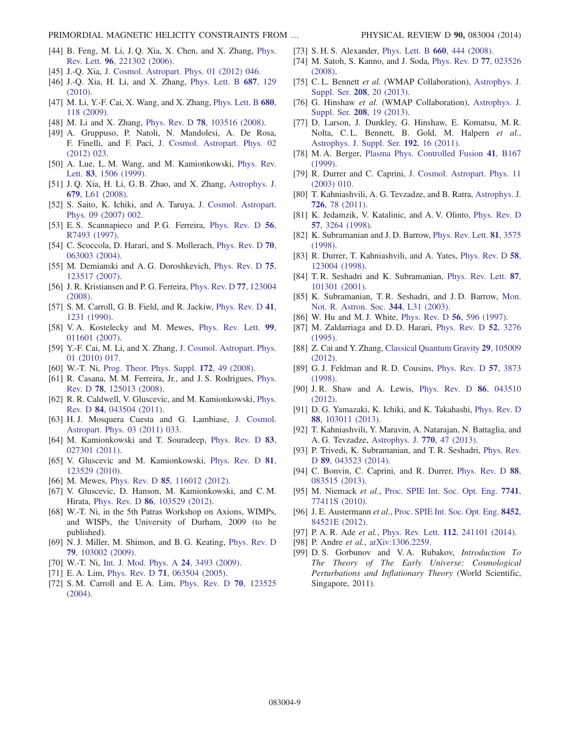[44] B. Feng, M. Li, J. Q. Xia, X. Chen, and X. Zhang, Phys. Rev. Lett. **96**, 221302 (2006).

[45] J.-Q. Xia, J. Cosmol. Astropart. Phys. 01 (2012) 046.

[46] J.-Q. Xia, H. Li, and X. Zhang, Phys. Lett. B **687**, 129 (2010).

[47] M. Li, Y.-F. Cai, X. Wang, and X. Zhang, Phys. Lett. B **680**, 118 (2009).

[48] M. Li and X. Zhang, Phys. Rev. D **78**, 103516 (2008).

[49] A. Gruppuso, P. Natoli, N. Mandolesi, A. De Rosa, F. Finelli, and F. Paci, J. Cosmol. Astropart. Phys. 02 (2012) 023.

[50] A. Lue, L. M. Wang, and M. Kamionkowski, Phys. Rev. Lett. **83**, 1506 (1999).

[51] J. Q. Xia, H. Li, G. B. Zhao, and X. Zhang, Astrophys. J. **679**, L61 (2008).

[52] S. Saito, K. Ichiki, and A. Taruya, J. Cosmol. Astropart. Phys. 09 (2007) 002.

[53] E. S. Scannapieco and P. G. Ferreira, Phys. Rev. D **56**, R7493 (1997).

[54] C. Scoccola, D. Harari, and S. Mollerach, Phys. Rev. D **70**, 063003 (2004).

[55] M. Demianski and A. G. Doroshkevich, Phys. Rev. D **75**, 123517 (2007).

[56] J. R. Kristiansen and P. G. Ferreira, Phys. Rev. D **77**, 123004 (2008).

[57] S. M. Carroll, G. B. Field, and R. Jackiw, Phys. Rev. D **41**, 1231 (1990).

[58] V. A. Kostelecky and M. Mewes, Phys. Rev. Lett. **99**, 011601 (2007).

[59] Y.-F. Cai, M. Li, and X. Zhang, J. Cosmol. Astropart. Phys. 01 (2010) 017.

[60] W.-T. Ni, Prog. Theor. Phys. Suppl. **172**, 49 (2008).

[61] R. Casana, M. M. Ferreira, Jr., and J. S. Rodrigues, Phys. Rev. D **78**, 125013 (2008).

[62] R. R. Caldwell, V. Gluscevic, and M. Kamionkowski, Phys. Rev. D **84**, 043504 (2011).

[63] H. J. Mosquera Cuesta and G. Lambiase, J. Cosmol. Astropart. Phys. 03 (2011) 033.

[64] M. Kamionkowski and T. Souradeep, Phys. Rev. D **83**, 027301 (2011).

[65] V. Gluscevic and M. Kamionkowski, Phys. Rev. D **81**, 123529 (2010).

[66] M. Mewes, Phys. Rev. D **85**, 116012 (2012).

[67] V. Gluscevic, D. Hanson, M. Kamionkowski, and C. M. Hirata, Phys. Rev. D **86**, 103529 (2012).

[68] W.-T. Ni, in the 5th Patras Workshop on Axions, WIMPs, and WISPs, the University of Durham, 2009 (to be published).

[69] N. J. Miller, M. Shimon, and B. G. Keating, Phys. Rev. D **79**, 103002 (2009).

[70] W.-T. Ni, Int. J. Mod. Phys. A **24**, 3493 (2009).

[71] E. A. Lim, Phys. Rev. D **71**, 063504 (2005).

[72] S. M. Carroll and E. A. Lim, Phys. Rev. D **70**, 123525 (2004).

[73] S. H. S. Alexander, Phys. Lett. B **660**, 444 (2008).

[74] M. Satoh, S. Kanno, and J. Soda, Phys. Rev. D **77**, 023526 (2008).

[75] C. L. Bennett *et al.* (WMAP Collaboration), Astrophys. J. Suppl. Ser. **208**, 20 (2013).

[76] G. Hinshaw *et al.* (WMAP Collaboration), Astrophys. J. Suppl. Ser. **208**, 19 (2013).

[77] D. Larson, J. Dunkley, G. Hinshaw, E. Komatsu, M. R. Nolta, C. L. Bennett, B. Gold, M. Halpern *et al.*, Astrophys. J. Suppl. Ser. **192**, 16 (2011).

[78] M. A. Berger, Plasma Phys. Controlled Fusion **41**, B167 (1999).

[79] R. Durrer and C. Caprini, J. Cosmol. Astropart. Phys. 11 (2003) 010.

[80] T. Kahniashvili, A. G. Tevzadze, and B. Ratra, Astrophys. J. **726**, 78 (2011).

[81] K. Jedamzik, V. Katalinic, and A. V. Olinto, Phys. Rev. D **57**, 3264 (1998).

[82] K. Subramanian and J. D. Barrow, Phys. Rev. Lett. **81**, 3575 (1998).

[83] R. Durrer, T. Kahniashvili, and A. Yates, Phys. Rev. D **58**, 123004 (1998).

[84] T. R. Seshadri and K. Subramanian, Phys. Rev. Lett. **87**, 101301 (2001).

[85] K. Subramanian, T. R. Seshadri, and J. D. Barrow, Mon. Not. R. Astron. Soc. **344**, L31 (2003).

[86] W. Hu and M. J. White, Phys. Rev. D **56**, 596 (1997).

[87] M. Zaldarriaga and D. D. Harari, Phys. Rev. D **52**, 3276 (1995).

[88] Z. Cai and Y. Zhang, Classical Quantum Gravity **29**, 105009 (2012).

[89] G. J. Feldman and R. D. Cousins, Phys. Rev. D **57**, 3873 (1998).

[90] J. R. Shaw and A. Lewis, Phys. Rev. D **86**, 043510 (2012).

[91] D. G. Yamazaki, K. Ichiki, and K. Takahashi, Phys. Rev. D **88**, 103011 (2013).

[92] T. Kahniashvili, Y. Maravin, A. Natarajan, N. Battaglia, and A. G. Tevzadze, Astrophys. J. **770**, 47 (2013).

[93] P. Trivedi, K. Subramanian, and T. R. Seshadri, Phys. Rev. D **89**, 043523 (2014).

[94] C. Bonvin, C. Caprini, and R. Durrer, Phys. Rev. D **88**, 083515 (2013).

[95] M. Niemack *et al.*, Proc. SPIE Int. Soc. Opt. Eng. **7741**, 77411S (2010).

[96] J. E. Austermann *et al.*, Proc. SPIE Int. Soc. Opt. Eng. **8452**, 84521E (2012).

[97] P. A. R. Ade *et al.*, Phys. Rev. Lett. **112**, 241101 (2014).

[98] P. Andre *et al.*, arXiv:1306.2259.

[99] D. S. Gorbunov and V. A. Rubakov, *Introduction To The Theory of The Early Universe: Cosmological Perturbations and Inflationary Theory* (World Scientific, Singapore, 2011).